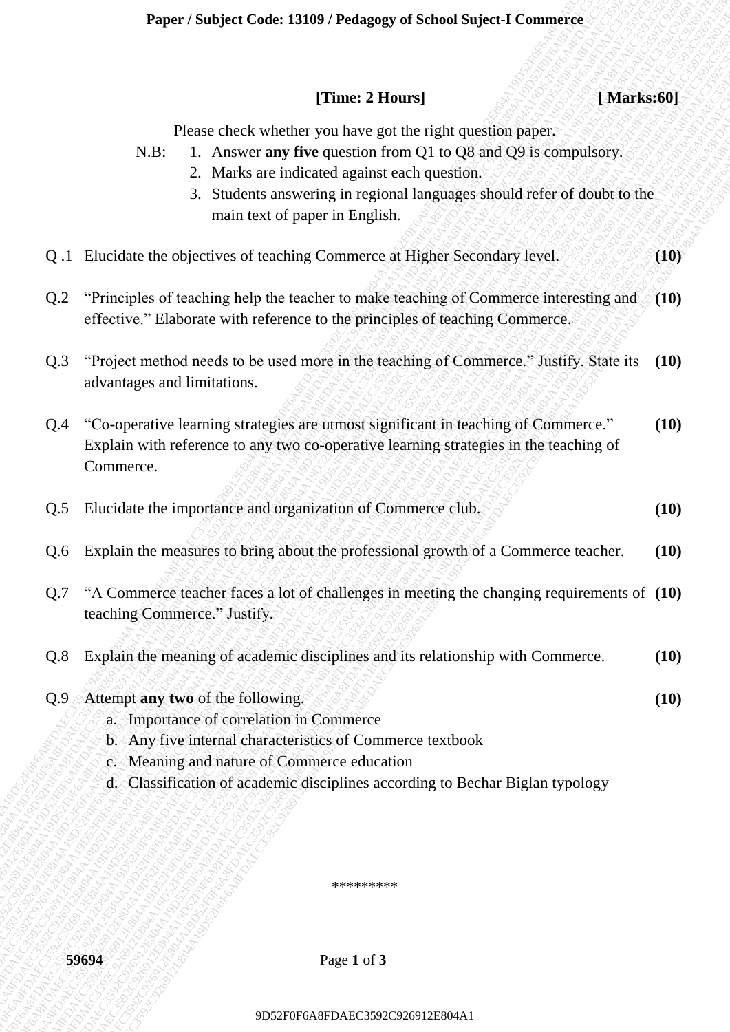**Paper / Subject Code: 13109 / Pedagogy of School Suject-I Commerce**

**[Time: 2 Hours]** **[ Marks:60]**

Please check whether you have got the right question paper.

N.B:
1. Answer **any five** question from Q1 to Q8 and Q9 is compulsory.
2. Marks are indicated against each question.
3. Students answering in regional languages should refer of doubt to the main text of paper in English.

Q .1 Elucidate the objectives of teaching Commerce at Higher Secondary level. **(10)**

Q.2 "Principles of teaching help the teacher to make teaching of Commerce interesting and effective." Elaborate with reference to the principles of teaching Commerce. **(10)**

Q.3 "Project method needs to be used more in the teaching of Commerce." Justify. State its advantages and limitations. **(10)**

Q.4 "Co-operative learning strategies are utmost significant in teaching of Commerce." Explain with reference to any two co-operative learning strategies in the teaching of Commerce. **(10)**

Q.5 Elucidate the importance and organization of Commerce club. **(10)**

Q.6 Explain the measures to bring about the professional growth of a Commerce teacher. **(10)**

Q.7 "A Commerce teacher faces a lot of challenges in meeting the changing requirements of teaching Commerce." Justify. **(10)**

Q.8 Explain the meaning of academic disciplines and its relationship with Commerce. **(10)**

Q.9 Attempt **any two** of the following. **(10)**

a. Importance of correlation in Commerce
b. Any five internal characteristics of Commerce textbook
c. Meaning and nature of Commerce education
d. Classification of academic disciplines according to Bechar Biglan typology

*********

59694

9D52F0F6A8FDAEC3592C926912E804A1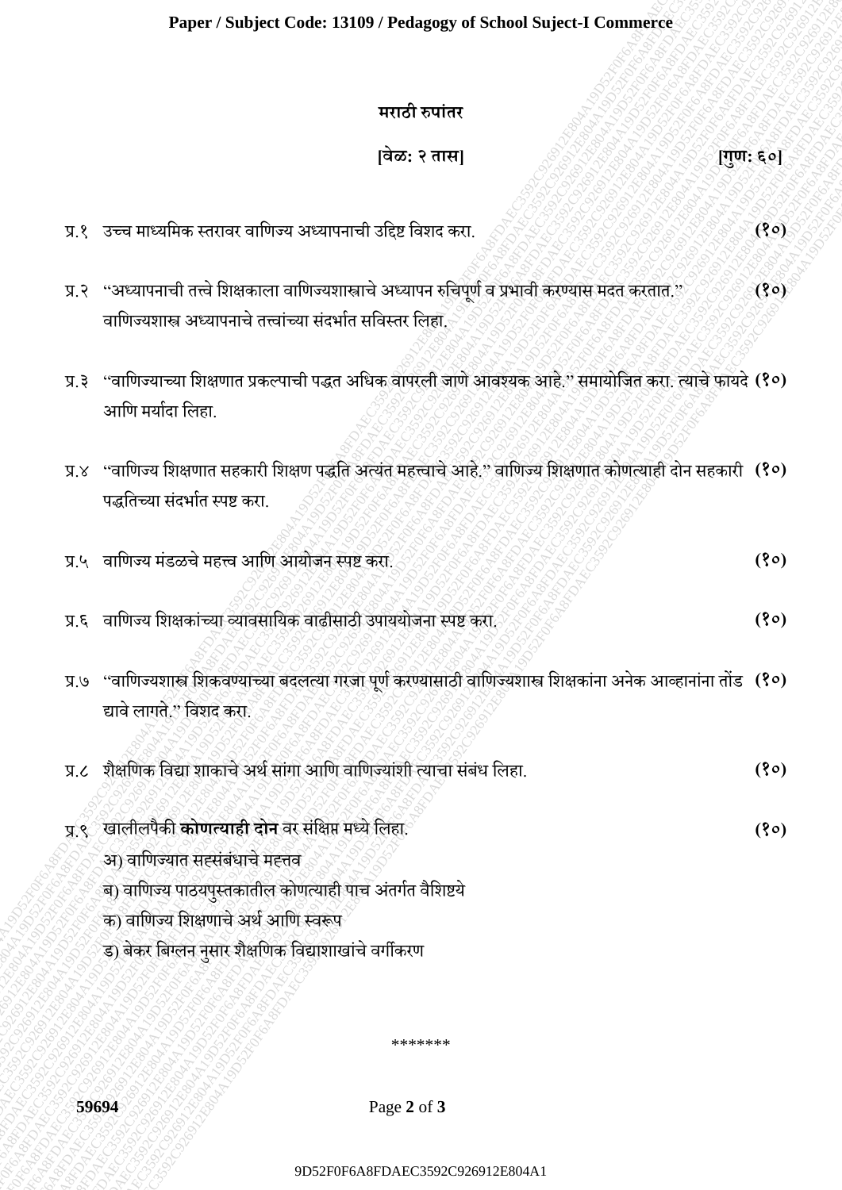## मराठी रुपांतर

**[वेळ: २ तास]** **[गुण: ६०]**

प्र.१ उच्च माध्यमिक स्तरावर वाणिज्य अध्यापनाची उद्दिष्ट विशद करा. **(१०)**

प्र.२ "अध्यापनाची तत्त्वे शिक्षकाला वाणिज्यशास्त्राचे अध्यापन रुचिपूर्ण व प्रभावी करण्यास मदत करतात." वाणिज्यशास्त्र अध्यापनाचे तत्त्वांच्या संदर्भात सविस्तर लिहा. **(१०)**

प्र.३ "वाणिज्याच्या शिक्षणात प्रकल्पाची पद्धत अधिक वापरली जाणे आवश्यक आहे." समायोजित करा. त्याचे फायदे आणि मर्यादा लिहा. **(१०)**

प्र.४ "वाणिज्य शिक्षणात सहकारी शिक्षण पद्धति अत्यंत महत्त्वाचे आहे." वाणिज्य शिक्षणात कोणत्याही दोन सहकारी पद्धतिच्या संदर्भात स्पष्ट करा. **(१०)**

प्र.५ वाणिज्य मंडळचे महत्त्व आणि आयोजन स्पष्ट करा. **(१०)**

प्र.६ वाणिज्य शिक्षकांच्या व्यावसायिक वाढीसाठी उपाययोजना स्पष्ट करा. **(१०)**

प्र.७ "वाणिज्यशास्त्र शिकवण्याच्या बदलत्या गरजा पूर्ण करण्यासाठी वाणिज्यशास्त्र शिक्षकांना अनेक आव्हानांना तोंड द्यावे लागते." विशद करा. **(१०)**

प्र.८ शैक्षणिक विद्या शाकाचे अर्थ सांगा आणि वाणिज्यांशी त्याचा संबंध लिहा. **(१०)**

प्र.९ खालीलपैकी **कोणत्याही दोन** वर संक्षिप्त मध्ये लिहा. **(१०)**

अ) वाणिज्यात सह्संबंधाचे महत्तव

ब) वाणिज्य पाठयपुस्तकातील कोणत्याही पाच अंतर्गत वैशिष्टये

क) वाणिज्य शिक्षणाचे अर्थ आणि स्वरूप

ड) बेकर बिग्लन नुसार शैक्षणिक विद्याशाखांचे वर्गीकरण

*******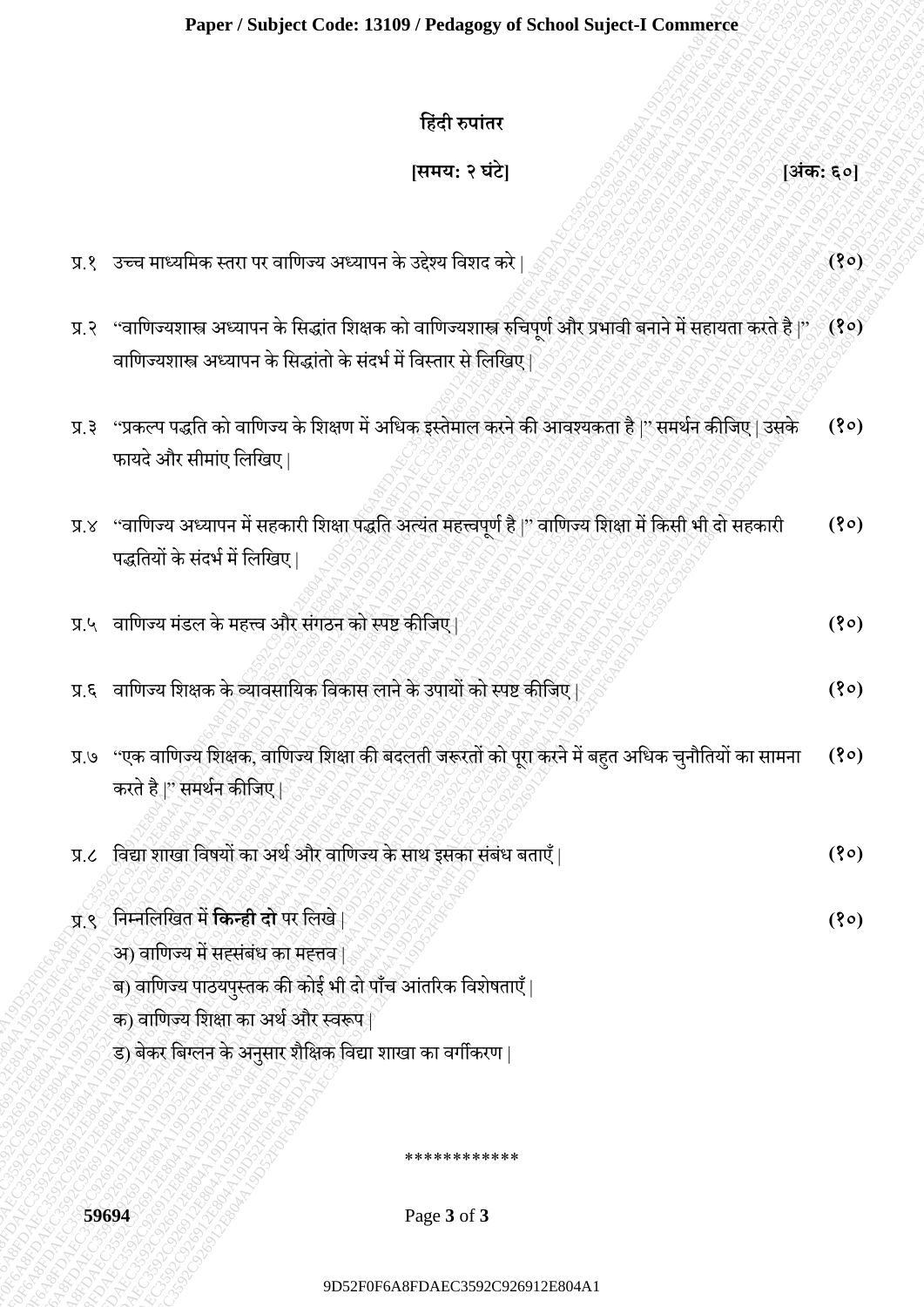## हिंदी रुपांतर

**[समय: २ घंटे]** **[अंक: ६०]**

प्र.१ उच्च माध्यमिक स्तरा पर वाणिज्य अध्यापन के उद्देश्य विशद करे | **(१०)**

प्र.२ "वाणिज्यशास्त्र अध्यापन के सिद्धांत शिक्षक को वाणिज्यशास्त्र रुचिपूर्ण और प्रभावी बनाने में सहायता करते है |" वाणिज्यशास्त्र अध्यापन के सिद्धांतो के संदर्भ में विस्तार से लिखिए | **(१०)**

प्र.३ "प्रकल्प पद्धति को वाणिज्य के शिक्षण में अधिक इस्तेमाल करने की आवश्यकता है |" समर्थन कीजिए | उसके फायदे और सीमांए लिखिए | **(१०)**

प्र.४ "वाणिज्य अध्यापन में सहकारी शिक्षा पद्धति अत्यंत महत्त्वपूर्ण है |" वाणिज्य शिक्षा में किसी भी दो सहकारी पद्धतियों के संदर्भ में लिखिए | **(१०)**

प्र.५ वाणिज्य मंडल के महत्त्व और संगठन को स्पष्ट कीजिए | **(१०)**

प्र.६ वाणिज्य शिक्षक के व्यावसायिक विकास लाने के उपायों को स्पष्ट कीजिए | **(१०)**

प्र.७ "एक वाणिज्य शिक्षक, वाणिज्य शिक्षा की बदलती जरूरतों को पूरा करने में बहुत अधिक चुनौतियों का सामना करते है |" समर्थन कीजिए | **(१०)**

प्र.८ विद्या शाखा विषयों का अर्थ और वाणिज्य के साथ इसका संबंध बताएँ | **(१०)**

प्र.९ निम्नलिखित में **किन्ही दो** पर लिखे | **(१०)**

अ) वाणिज्य में सहसंबंध का महत्त्व |

ब) वाणिज्य पाठयपुस्तक की कोई भी दो पाँच आंतरिक विशेषताएँ |

क) वाणिज्य शिक्षा का अर्थ और स्वरूप |

ड) बेकर बिग्लन के अनुसार शैक्षिक विद्या शाखा का वर्गीकरण |

************